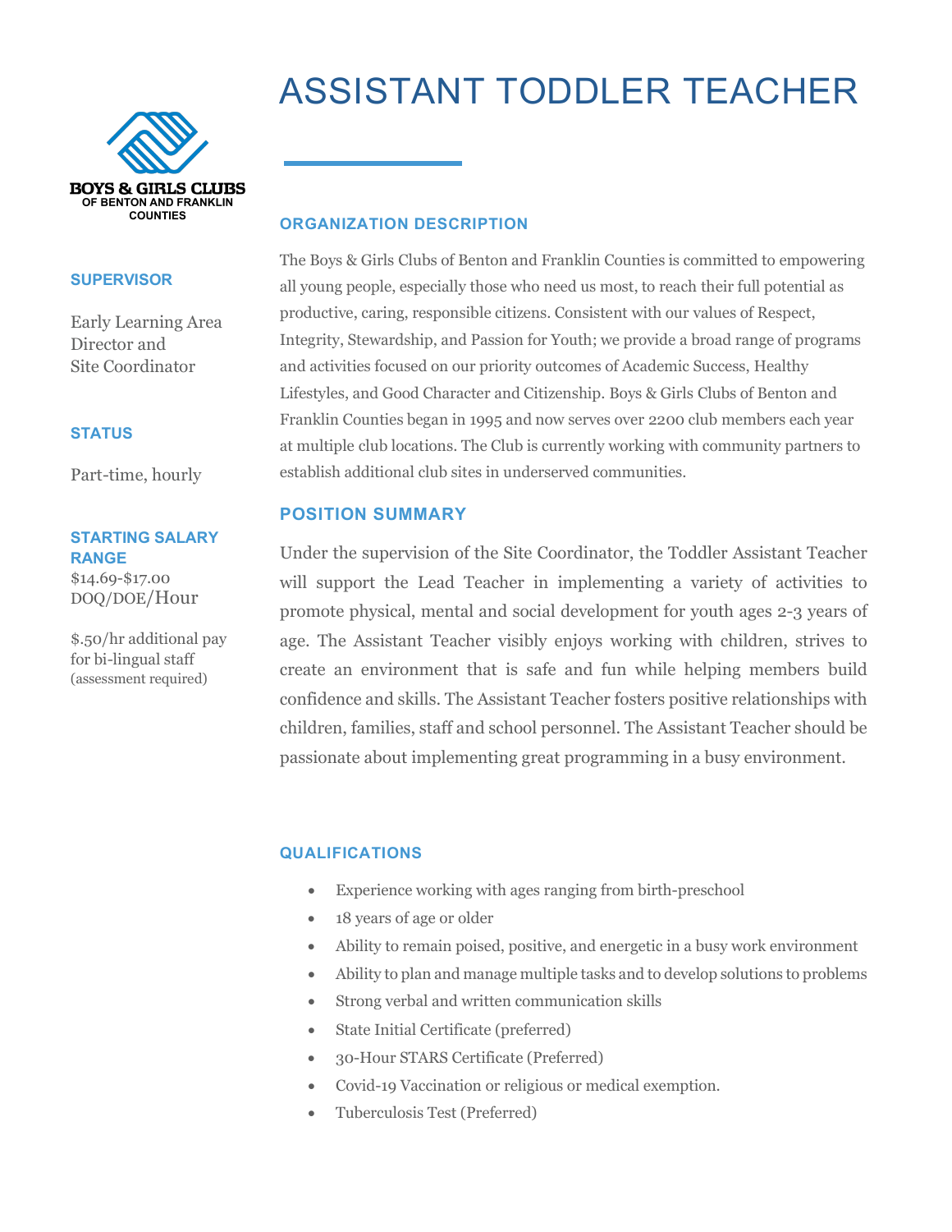# ASSISTANT TODDLER TEACHER

BOYS & GIRLS CLUBS
OF BENTON AND FRANKLIN
COUNTIES

### SUPERVISOR

Early Learning Area Director and Site Coordinator

### STATUS

Part-time, hourly

### STARTING SALARY RANGE

$14.69-$17.00 DOQ/DOE/Hour

$.50/hr additional pay for bi-lingual staff (assessment required)

## ORGANIZATION DESCRIPTION

The Boys & Girls Clubs of Benton and Franklin Counties is committed to empowering all young people, especially those who need us most, to reach their full potential as productive, caring, responsible citizens. Consistent with our values of Respect, Integrity, Stewardship, and Passion for Youth; we provide a broad range of programs and activities focused on our priority outcomes of Academic Success, Healthy Lifestyles, and Good Character and Citizenship. Boys & Girls Clubs of Benton and Franklin Counties began in 1995 and now serves over 2200 club members each year at multiple club locations. The Club is currently working with community partners to establish additional club sites in underserved communities.

## POSITION SUMMARY

Under the supervision of the Site Coordinator, the Toddler Assistant Teacher will support the Lead Teacher in implementing a variety of activities to promote physical, mental and social development for youth ages 2-3 years of age. The Assistant Teacher visibly enjoys working with children, strives to create an environment that is safe and fun while helping members build confidence and skills. The Assistant Teacher fosters positive relationships with children, families, staff and school personnel. The Assistant Teacher should be passionate about implementing great programming in a busy environment.

## QUALIFICATIONS

- Experience working with ages ranging from birth-preschool
- 18 years of age or older
- Ability to remain poised, positive, and energetic in a busy work environment
- Ability to plan and manage multiple tasks and to develop solutions to problems
- Strong verbal and written communication skills
- State Initial Certificate (preferred)
- 30-Hour STARS Certificate (Preferred)
- Covid-19 Vaccination or religious or medical exemption.
- Tuberculosis Test (Preferred)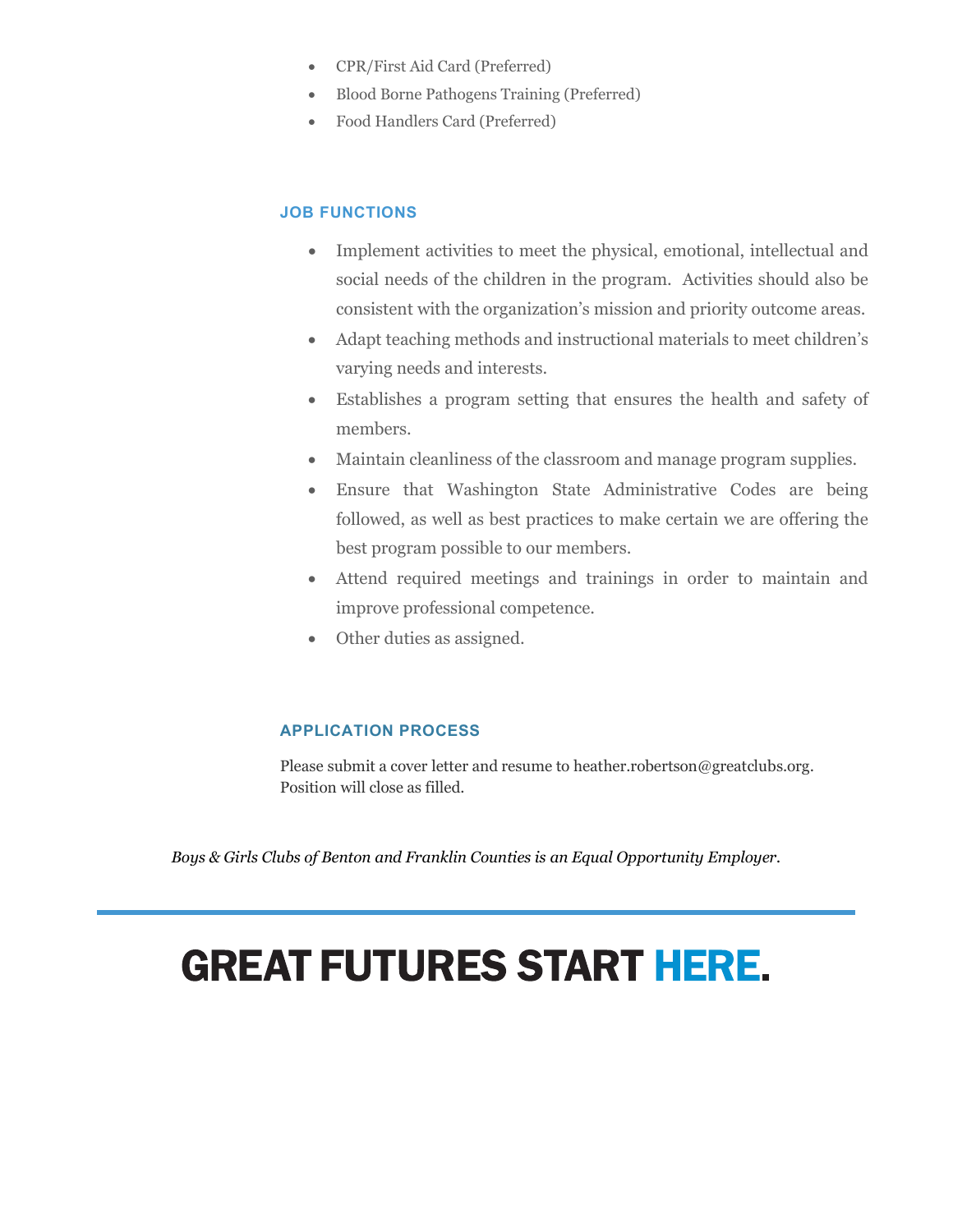- CPR/First Aid Card (Preferred)
- Blood Borne Pathogens Training (Preferred)
- Food Handlers Card (Preferred)

## JOB FUNCTIONS

- Implement activities to meet the physical, emotional, intellectual and social needs of the children in the program. Activities should also be consistent with the organization's mission and priority outcome areas.
- Adapt teaching methods and instructional materials to meet children's varying needs and interests.
- Establishes a program setting that ensures the health and safety of members.
- Maintain cleanliness of the classroom and manage program supplies.
- Ensure that Washington State Administrative Codes are being followed, as well as best practices to make certain we are offering the best program possible to our members.
- Attend required meetings and trainings in order to maintain and improve professional competence.
- Other duties as assigned.

## APPLICATION PROCESS

Please submit a cover letter and resume to heather.robertson@greatclubs.org.
Position will close as filled.

*Boys & Girls Clubs of Benton and Franklin Counties is an Equal Opportunity Employer.*

---

# GREAT FUTURES START HERE.